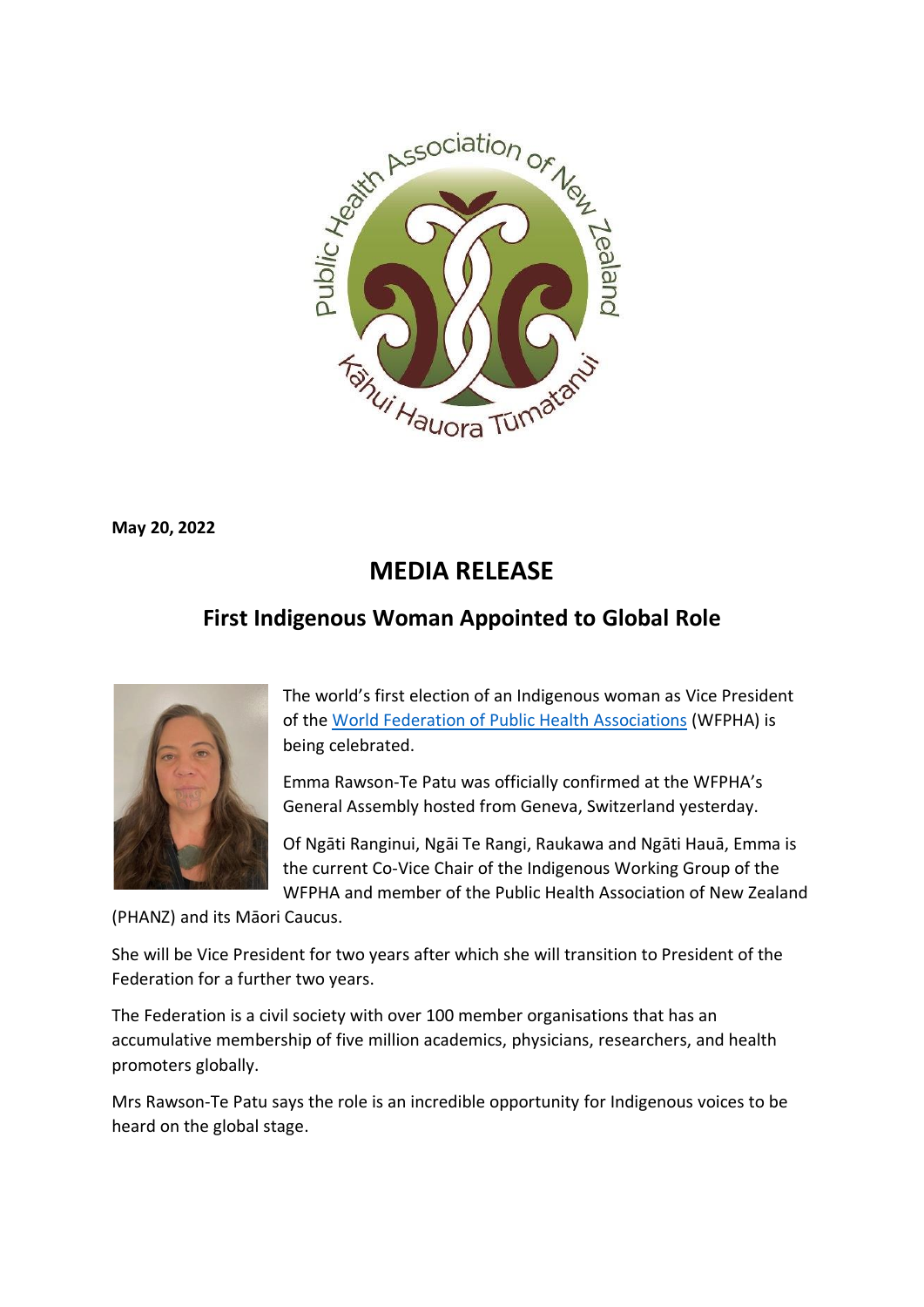**May 20, 2022**

# MEDIA RELEASE

## First Indigenous Woman Appointed to Global Role

The world's first election of an Indigenous woman as Vice President of the [World Federation of Public Health Associations](#) (WFPHA) is being celebrated.

Emma Rawson-Te Patu was officially confirmed at the WFPHA's General Assembly hosted from Geneva, Switzerland yesterday.

Of Ngāti Ranginui, Ngāi Te Rangi, Raukawa and Ngāti Hauā, Emma is the current Co-Vice Chair of the Indigenous Working Group of the WFPHA and member of the Public Health Association of New Zealand (PHANZ) and its Māori Caucus.

She will be Vice President for two years after which she will transition to President of the Federation for a further two years.

The Federation is a civil society with over 100 member organisations that has an accumulative membership of five million academics, physicians, researchers, and health promoters globally.

Mrs Rawson-Te Patu says the role is an incredible opportunity for Indigenous voices to be heard on the global stage.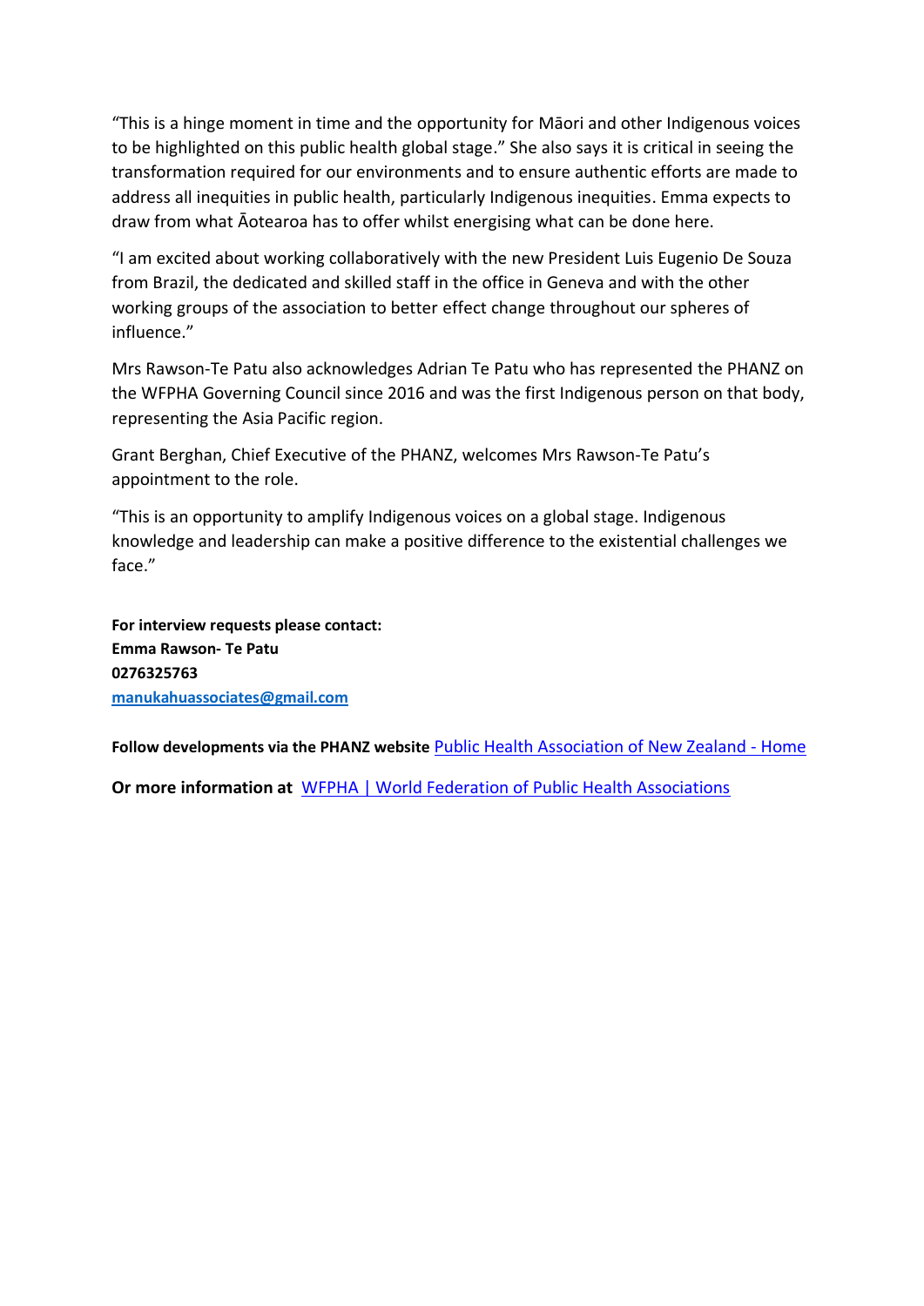"This is a hinge moment in time and the opportunity for Māori and other Indigenous voices to be highlighted on this public health global stage." She also says it is critical in seeing the transformation required for our environments and to ensure authentic efforts are made to address all inequities in public health, particularly Indigenous inequities. Emma expects to draw from what Āotearoa has to offer whilst energising what can be done here.

"I am excited about working collaboratively with the new President Luis Eugenio De Souza from Brazil, the dedicated and skilled staff in the office in Geneva and with the other working groups of the association to better effect change throughout our spheres of influence."

Mrs Rawson-Te Patu also acknowledges Adrian Te Patu who has represented the PHANZ on the WFPHA Governing Council since 2016 and was the first Indigenous person on that body, representing the Asia Pacific region.

Grant Berghan, Chief Executive of the PHANZ, welcomes Mrs Rawson-Te Patu's appointment to the role.

"This is an opportunity to amplify Indigenous voices on a global stage. Indigenous knowledge and leadership can make a positive difference to the existential challenges we face."

**For interview requests please contact:**
**Emma Rawson- Te Patu**
**0276325763**
**manukahuassociates@gmail.com**

**Follow developments via the PHANZ website** Public Health Association of New Zealand - Home

**Or more information at** WFPHA | World Federation of Public Health Associations